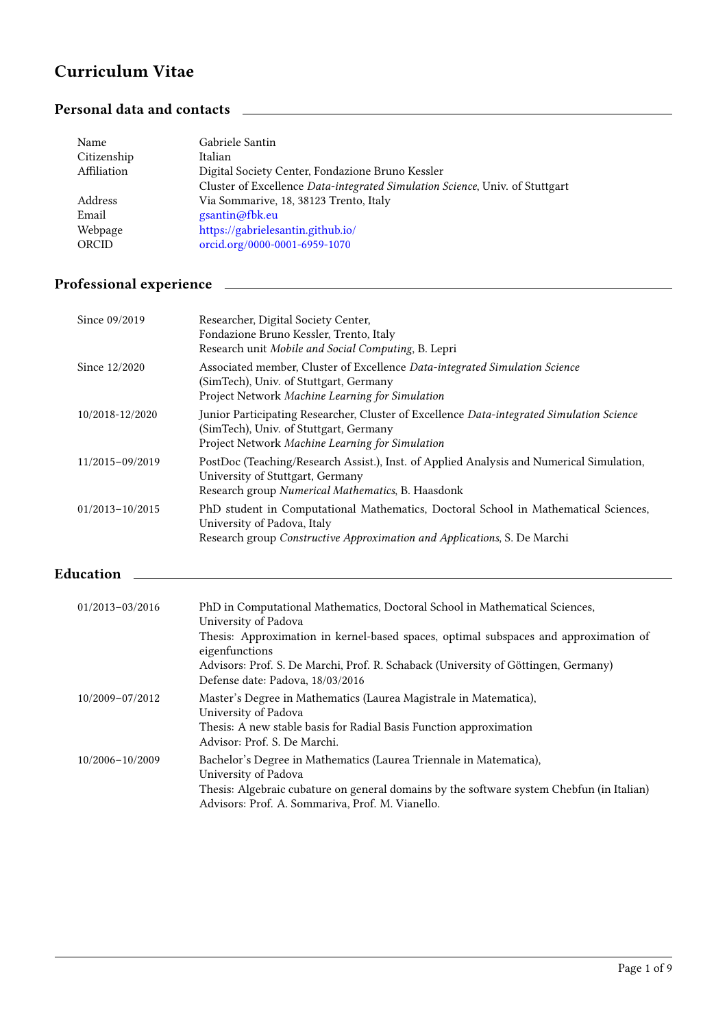# Curriculum Vitae

## Personal data and contacts

| | |
|---|---|
| Name | Gabriele Santin |
| Citizenship | Italian |
| Affiliation | Digital Society Center, Fondazione Bruno Kessler<br>Cluster of Excellence *Data-integrated Simulation Science*, Univ. of Stuttgart |
| Address | Via Sommarive, 18, 38123 Trento, Italy |
| Email | gsantin@fbk.eu |
| Webpage | https://gabrielesantin.github.io/ |
| ORCID | orcid.org/0000-0001-6959-1070 |

## Professional experience

| | |
|---|---|
| Since 09/2019 | Researcher, Digital Society Center,<br>Fondazione Bruno Kessler, Trento, Italy<br>Research unit *Mobile and Social Computing*, B. Lepri |
| Since 12/2020 | Associated member, Cluster of Excellence *Data-integrated Simulation Science* (SimTech), Univ. of Stuttgart, Germany<br>Project Network *Machine Learning for Simulation* |
| 10/2018-12/2020 | Junior Participating Researcher, Cluster of Excellence *Data-integrated Simulation Science* (SimTech), Univ. of Stuttgart, Germany<br>Project Network *Machine Learning for Simulation* |
| 11/2015–09/2019 | PostDoc (Teaching/Research Assist.), Inst. of Applied Analysis and Numerical Simulation, University of Stuttgart, Germany<br>Research group *Numerical Mathematics*, B. Haasdonk |
| 01/2013–10/2015 | PhD student in Computational Mathematics, Doctoral School in Mathematical Sciences, University of Padova, Italy<br>Research group *Constructive Approximation and Applications*, S. De Marchi |

## Education

| | |
|---|---|
| 01/2013–03/2016 | PhD in Computational Mathematics, Doctoral School in Mathematical Sciences, University of Padova<br>Thesis: Approximation in kernel-based spaces, optimal subspaces and approximation of eigenfunctions<br>Advisors: Prof. S. De Marchi, Prof. R. Schaback (University of Göttingen, Germany)<br>Defense date: Padova, 18/03/2016 |
| 10/2009–07/2012 | Master's Degree in Mathematics (Laurea Magistrale in Matematica), University of Padova<br>Thesis: A new stable basis for Radial Basis Function approximation<br>Advisor: Prof. S. De Marchi. |
| 10/2006–10/2009 | Bachelor's Degree in Mathematics (Laurea Triennale in Matematica), University of Padova<br>Thesis: Algebraic cubature on general domains by the software system Chebfun (in Italian)<br>Advisors: Prof. A. Sommariva, Prof. M. Vianello. |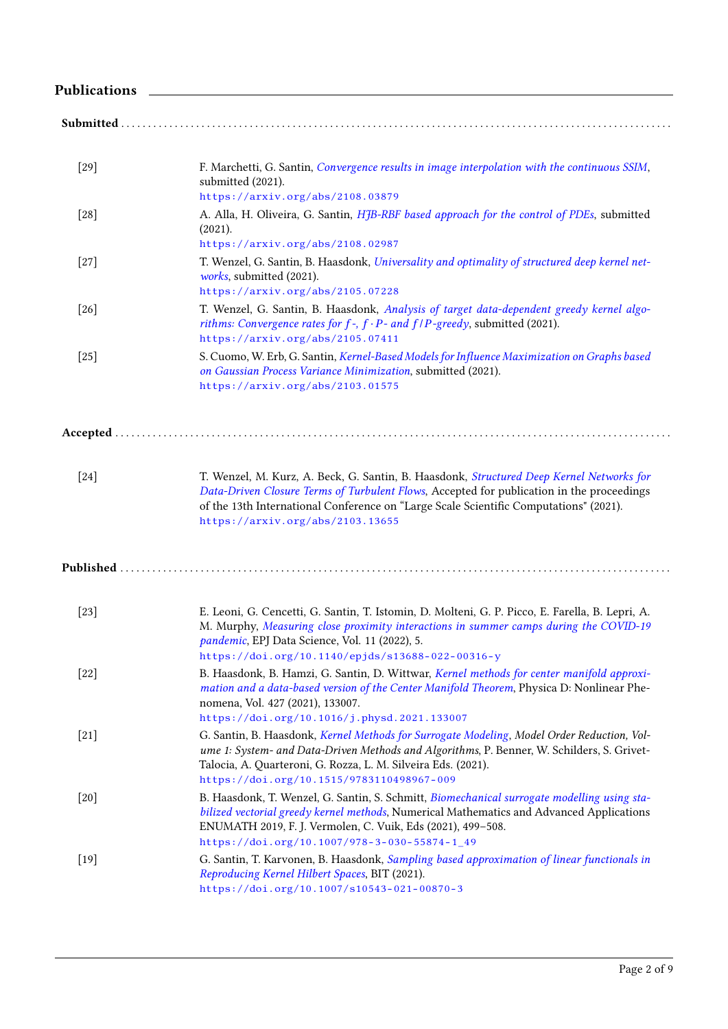## Publications

### Submitted

[29] F. Marchetti, G. Santin, *Convergence results in image interpolation with the continuous SSIM*, submitted (2021).
https://arxiv.org/abs/2108.03879

[28] A. Alla, H. Oliveira, G. Santin, *HJB-RBF based approach for the control of PDEs*, submitted (2021).
https://arxiv.org/abs/2108.02987

[27] T. Wenzel, G. Santin, B. Haasdonk, *Universality and optimality of structured deep kernel networks*, submitted (2021).
https://arxiv.org/abs/2105.07228

[26] T. Wenzel, G. Santin, B. Haasdonk, *Analysis of target data-dependent greedy kernel algorithms: Convergence rates for $f$-, $f \cdot P$- and $f/P$-greedy*, submitted (2021).
https://arxiv.org/abs/2105.07411

[25] S. Cuomo, W. Erb, G. Santin, *Kernel-Based Models for Influence Maximization on Graphs based on Gaussian Process Variance Minimization*, submitted (2021).
https://arxiv.org/abs/2103.01575

### Accepted

[24] T. Wenzel, M. Kurz, A. Beck, G. Santin, B. Haasdonk, *Structured Deep Kernel Networks for Data-Driven Closure Terms of Turbulent Flows*, Accepted for publication in the proceedings of the 13th International Conference on "Large Scale Scientific Computations" (2021).
https://arxiv.org/abs/2103.13655

### Published

[23] E. Leoni, G. Cencetti, G. Santin, T. Istomin, D. Molteni, G. P. Picco, E. Farella, B. Lepri, A. M. Murphy, *Measuring close proximity interactions in summer camps during the COVID-19 pandemic*, EPJ Data Science, Vol. 11 (2022), 5.
https://doi.org/10.1140/epjds/s13688-022-00316-y

[22] B. Haasdonk, B. Hamzi, G. Santin, D. Wittwar, *Kernel methods for center manifold approximation and a data-based version of the Center Manifold Theorem*, Physica D: Nonlinear Phenomena, Vol. 427 (2021), 133007.
https://doi.org/10.1016/j.physd.2021.133007

[21] G. Santin, B. Haasdonk, *Kernel Methods for Surrogate Modeling*, *Model Order Reduction, Volume 1: System- and Data-Driven Methods and Algorithms*, P. Benner, W. Schilders, S. Grivet-Talocia, A. Quarteroni, G. Rozza, L. M. Silveira Eds. (2021).
https://doi.org/10.1515/9783110498967-009

[20] B. Haasdonk, T. Wenzel, G. Santin, S. Schmitt, *Biomechanical surrogate modelling using stabilized vectorial greedy kernel methods*, Numerical Mathematics and Advanced Applications ENUMATH 2019, F. J. Vermolen, C. Vuik, Eds (2021), 499–508.
https://doi.org/10.1007/978-3-030-55874-1_49

[19] G. Santin, T. Karvonen, B. Haasdonk, *Sampling based approximation of linear functionals in Reproducing Kernel Hilbert Spaces*, BIT (2021).
https://doi.org/10.1007/s10543-021-00870-3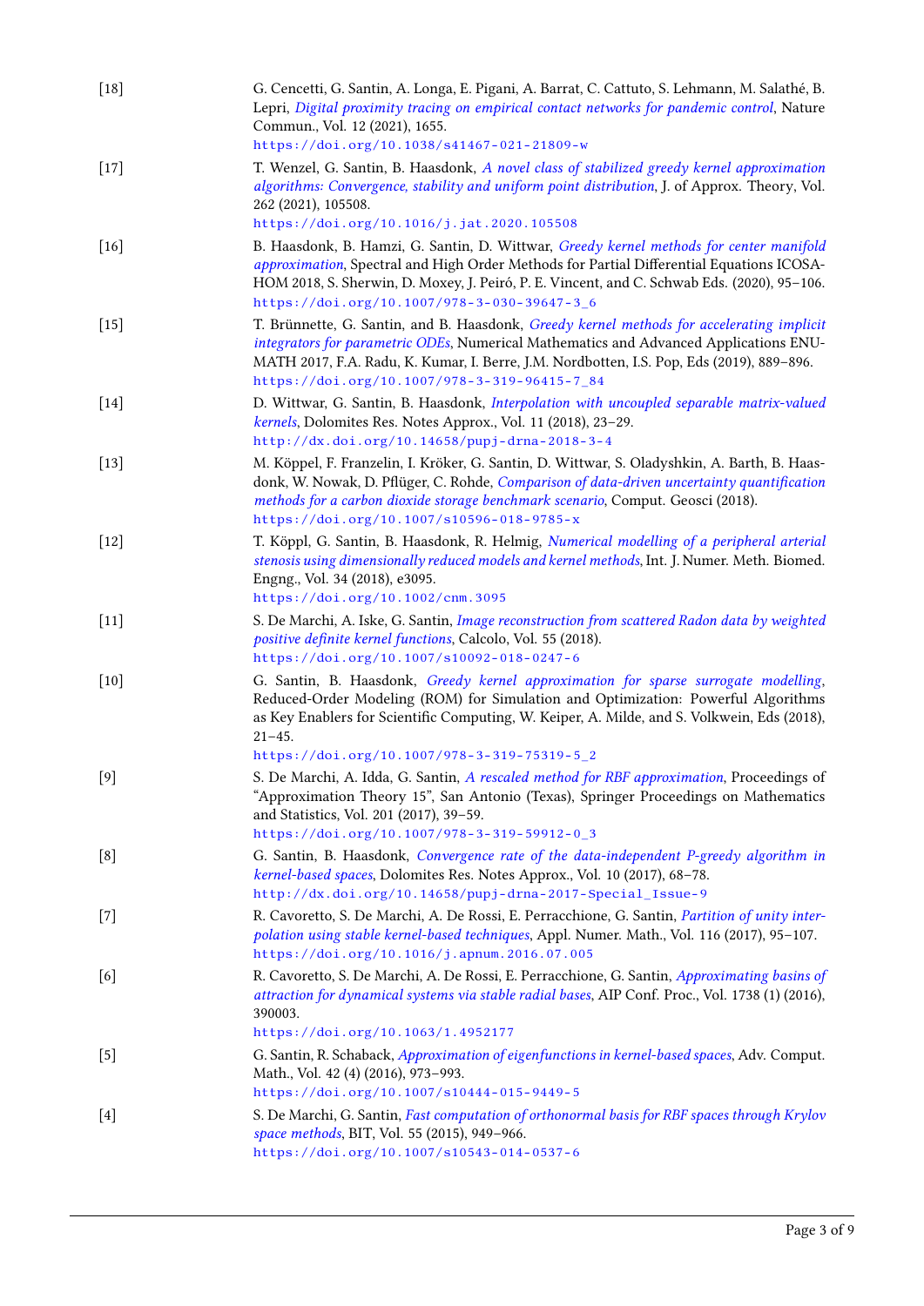[18] G. Cencetti, G. Santin, A. Longa, E. Pigani, A. Barrat, C. Cattuto, S. Lehmann, M. Salathé, B. Lepri, *Digital proximity tracing on empirical contact networks for pandemic control*, Nature Commun., Vol. 12 (2021), 1655.
`https://doi.org/10.1038/s41467-021-21809-w`

[17] T. Wenzel, G. Santin, B. Haasdonk, *A novel class of stabilized greedy kernel approximation algorithms: Convergence, stability and uniform point distribution*, J. of Approx. Theory, Vol. 262 (2021), 105508.
`https://doi.org/10.1016/j.jat.2020.105508`

[16] B. Haasdonk, B. Hamzi, G. Santin, D. Wittwar, *Greedy kernel methods for center manifold approximation*, Spectral and High Order Methods for Partial Differential Equations ICOSAHOM 2018, S. Sherwin, D. Moxey, J. Peiró, P. E. Vincent, and C. Schwab Eds. (2020), 95–106.
`https://doi.org/10.1007/978-3-030-39647-3_6`

[15] T. Brünnette, G. Santin, and B. Haasdonk, *Greedy kernel methods for accelerating implicit integrators for parametric ODEs*, Numerical Mathematics and Advanced Applications ENUMATH 2017, F.A. Radu, K. Kumar, I. Berre, J.M. Nordbotten, I.S. Pop, Eds (2019), 889–896.
`https://doi.org/10.1007/978-3-319-96415-7_84`

[14] D. Wittwar, G. Santin, B. Haasdonk, *Interpolation with uncoupled separable matrix-valued kernels*, Dolomites Res. Notes Approx., Vol. 11 (2018), 23–29.
`http://dx.doi.org/10.14658/pupj-drna-2018-3-4`

[13] M. Köppel, F. Franzelin, I. Kröker, G. Santin, D. Wittwar, S. Oladyshkin, A. Barth, B. Haasdonk, W. Nowak, D. Pflüger, C. Rohde, *Comparison of data-driven uncertainty quantification methods for a carbon dioxide storage benchmark scenario*, Comput. Geosci (2018).
`https://doi.org/10.1007/s10596-018-9785-x`

[12] T. Köppl, G. Santin, B. Haasdonk, R. Helmig, *Numerical modelling of a peripheral arterial stenosis using dimensionally reduced models and kernel methods*, Int. J. Numer. Meth. Biomed. Engng., Vol. 34 (2018), e3095.
`https://doi.org/10.1002/cnm.3095`

[11] S. De Marchi, A. Iske, G. Santin, *Image reconstruction from scattered Radon data by weighted positive definite kernel functions*, Calcolo, Vol. 55 (2018).
`https://doi.org/10.1007/s10092-018-0247-6`

[10] G. Santin, B. Haasdonk, *Greedy kernel approximation for sparse surrogate modelling*, Reduced-Order Modeling (ROM) for Simulation and Optimization: Powerful Algorithms as Key Enablers for Scientific Computing, W. Keiper, A. Milde, and S. Volkwein, Eds (2018), 21–45.
`https://doi.org/10.1007/978-3-319-75319-5_2`

[9] S. De Marchi, A. Idda, G. Santin, *A rescaled method for RBF approximation*, Proceedings of "Approximation Theory 15", San Antonio (Texas), Springer Proceedings on Mathematics and Statistics, Vol. 201 (2017), 39–59.
`https://doi.org/10.1007/978-3-319-59912-0_3`

[8] G. Santin, B. Haasdonk, *Convergence rate of the data-independent P-greedy algorithm in kernel-based spaces*, Dolomites Res. Notes Approx., Vol. 10 (2017), 68–78.
`http://dx.doi.org/10.14658/pupj-drna-2017-Special_Issue-9`

[7] R. Cavoretto, S. De Marchi, A. De Rossi, E. Perracchione, G. Santin, *Partition of unity interpolation using stable kernel-based techniques*, Appl. Numer. Math., Vol. 116 (2017), 95–107.
`https://doi.org/10.1016/j.apnum.2016.07.005`

[6] R. Cavoretto, S. De Marchi, A. De Rossi, E. Perracchione, G. Santin, *Approximating basins of attraction for dynamical systems via stable radial bases*, AIP Conf. Proc., Vol. 1738 (1) (2016), 390003.
`https://doi.org/10.1063/1.4952177`

[5] G. Santin, R. Schaback, *Approximation of eigenfunctions in kernel-based spaces*, Adv. Comput. Math., Vol. 42 (4) (2016), 973–993.
`https://doi.org/10.1007/s10444-015-9449-5`

[4] S. De Marchi, G. Santin, *Fast computation of orthonormal basis for RBF spaces through Krylov space methods*, BIT, Vol. 55 (2015), 949–966.
`https://doi.org/10.1007/s10543-014-0537-6`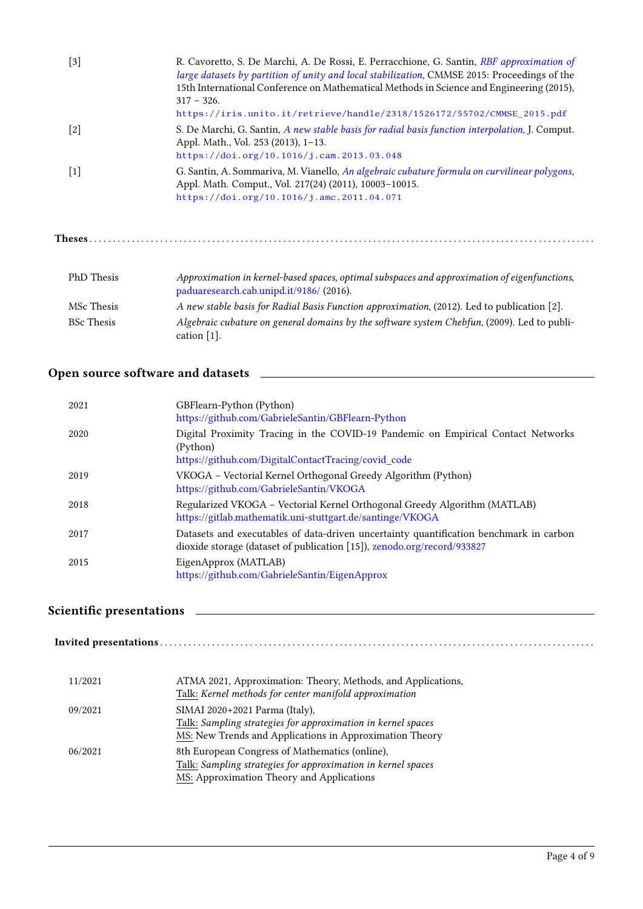[3] R. Cavoretto, S. De Marchi, A. De Rossi, E. Perracchione, G. Santin, *RBF approximation of large datasets by partition of unity and local stabilization*, CMMSE 2015: Proceedings of the 15th International Conference on Mathematical Methods in Science and Engineering (2015), 317 – 326.
https://iris.unito.it/retrieve/handle/2318/1526172/55702/CMMSE_2015.pdf

[2] S. De Marchi, G. Santin, *A new stable basis for radial basis function interpolation*, J. Comput. Appl. Math., Vol. 253 (2013), 1–13.
https://doi.org/10.1016/j.cam.2013.03.048

[1] G. Santin, A. Sommariva, M. Vianello, *An algebraic cubature formula on curvilinear polygons*, Appl. Math. Comput., Vol. 217(24) (2011), 10003–10015.
https://doi.org/10.1016/j.amc.2011.04.071

### Theses

| | |
|---|---|
| PhD Thesis | *Approximation in kernel-based spaces, optimal subspaces and approximation of eigenfunctions*, paduaresearch.cab.unipd.it/9186/ (2016). |
| MSc Thesis | *A new stable basis for Radial Basis Function approximation*, (2012). Led to publication [2]. |
| BSc Thesis | *Algebraic cubature on general domains by the software system Chebfun*, (2009). Led to publication [1]. |

## Open source software and datasets

| | |
|---|---|
| 2021 | GBFlearn-Python (Python) https://github.com/GabrieleSantin/GBFlearn-Python |
| 2020 | Digital Proximity Tracing in the COVID-19 Pandemic on Empirical Contact Networks (Python) https://github.com/DigitalContactTracing/covid_code |
| 2019 | VKOGA – Vectorial Kernel Orthogonal Greedy Algorithm (Python) https://github.com/GabrieleSantin/VKOGA |
| 2018 | Regularized VKOGA – Vectorial Kernel Orthogonal Greedy Algorithm (MATLAB) https://gitlab.mathematik.uni-stuttgart.de/santinge/VKOGA |
| 2017 | Datasets and executables of data-driven uncertainty quantification benchmark in carbon dioxide storage (dataset of publication [15]), zenodo.org/record/933827 |
| 2015 | EigenApprox (MATLAB) https://github.com/GabrieleSantin/EigenApprox |

## Scientific presentations

### Invited presentations

| | |
|---|---|
| 11/2021 | ATMA 2021, Approximation: Theory, Methods, and Applications, Talk: *Kernel methods for center manifold approximation* |
| 09/2021 | SIMAI 2020+2021 Parma (Italy), Talk: *Sampling strategies for approximation in kernel spaces* MS: New Trends and Applications in Approximation Theory |
| 06/2021 | 8th European Congress of Mathematics (online), Talk: *Sampling strategies for approximation in kernel spaces* MS: Approximation Theory and Applications |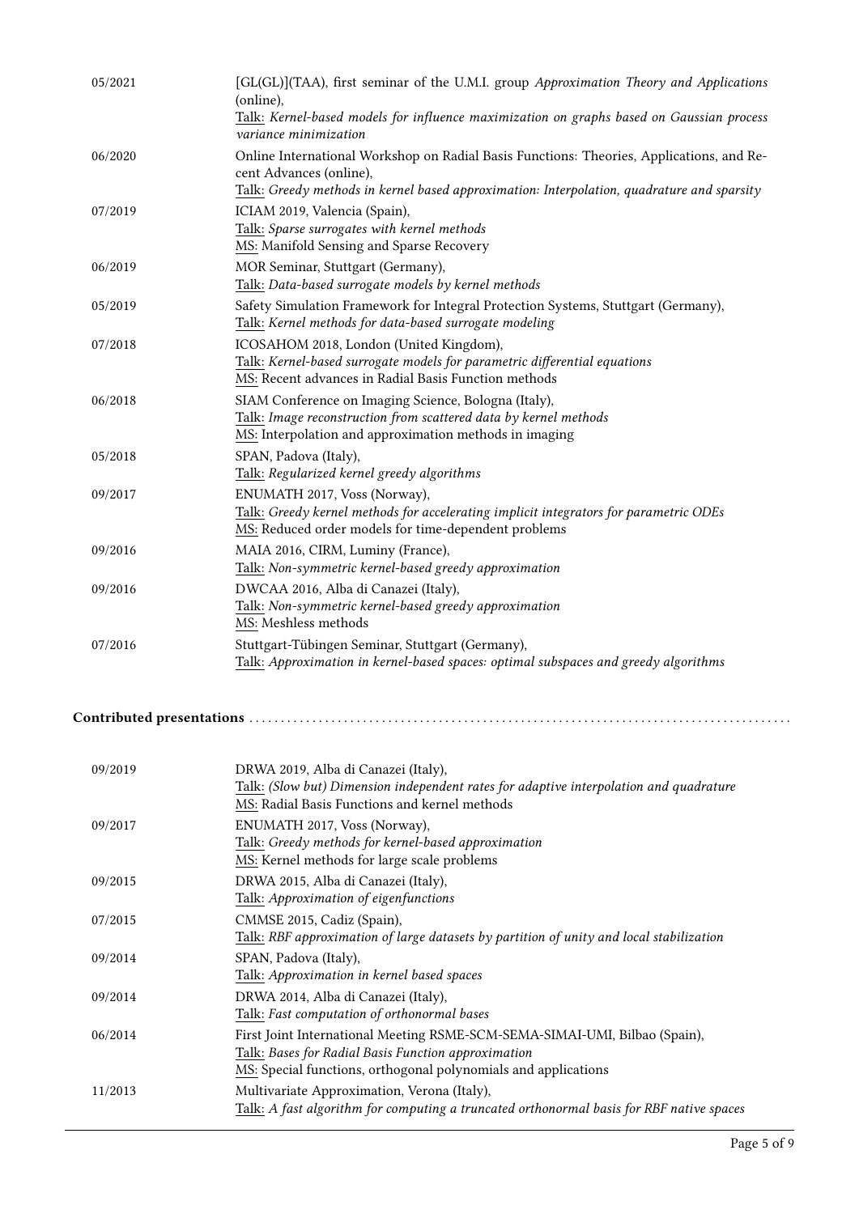| | |
|---|---|
| 05/2021 | [GL(GL)](TAA), first seminar of the U.M.I. group *Approximation Theory and Applications* (online),<br>Talk: *Kernel-based models for influence maximization on graphs based on Gaussian process variance minimization* |
| 06/2020 | Online International Workshop on Radial Basis Functions: Theories, Applications, and Recent Advances (online),<br>Talk: *Greedy methods in kernel based approximation: Interpolation, quadrature and sparsity* |
| 07/2019 | ICIAM 2019, Valencia (Spain),<br>Talk: *Sparse surrogates with kernel methods*<br>MS: Manifold Sensing and Sparse Recovery |
| 06/2019 | MOR Seminar, Stuttgart (Germany),<br>Talk: *Data-based surrogate models by kernel methods* |
| 05/2019 | Safety Simulation Framework for Integral Protection Systems, Stuttgart (Germany),<br>Talk: *Kernel methods for data-based surrogate modeling* |
| 07/2018 | ICOSAHOM 2018, London (United Kingdom),<br>Talk: *Kernel-based surrogate models for parametric differential equations*<br>MS: Recent advances in Radial Basis Function methods |
| 06/2018 | SIAM Conference on Imaging Science, Bologna (Italy),<br>Talk: *Image reconstruction from scattered data by kernel methods*<br>MS: Interpolation and approximation methods in imaging |
| 05/2018 | SPAN, Padova (Italy),<br>Talk: *Regularized kernel greedy algorithms* |
| 09/2017 | ENUMATH 2017, Voss (Norway),<br>Talk: *Greedy kernel methods for accelerating implicit integrators for parametric ODEs*<br>MS: Reduced order models for time-dependent problems |
| 09/2016 | MAIA 2016, CIRM, Luminy (France),<br>Talk: *Non-symmetric kernel-based greedy approximation* |
| 09/2016 | DWCAA 2016, Alba di Canazei (Italy),<br>Talk: *Non-symmetric kernel-based greedy approximation*<br>MS: Meshless methods |
| 07/2016 | Stuttgart-Tübingen Seminar, Stuttgart (Germany),<br>Talk: *Approximation in kernel-based spaces: optimal subspaces and greedy algorithms* |

**Contributed presentations**

| | |
|---|---|
| 09/2019 | DRWA 2019, Alba di Canazei (Italy),<br>Talk: *(Slow but) Dimension independent rates for adaptive interpolation and quadrature*<br>MS: Radial Basis Functions and kernel methods |
| 09/2017 | ENUMATH 2017, Voss (Norway),<br>Talk: *Greedy methods for kernel-based approximation*<br>MS: Kernel methods for large scale problems |
| 09/2015 | DRWA 2015, Alba di Canazei (Italy),<br>Talk: *Approximation of eigenfunctions* |
| 07/2015 | CMMSE 2015, Cadiz (Spain),<br>Talk: *RBF approximation of large datasets by partition of unity and local stabilization* |
| 09/2014 | SPAN, Padova (Italy),<br>Talk: *Approximation in kernel based spaces* |
| 09/2014 | DRWA 2014, Alba di Canazei (Italy),<br>Talk: *Fast computation of orthonormal bases* |
| 06/2014 | First Joint International Meeting RSME-SCM-SEMA-SIMAI-UMI, Bilbao (Spain),<br>Talk: *Bases for Radial Basis Function approximation*<br>MS: Special functions, orthogonal polynomials and applications |
| 11/2013 | Multivariate Approximation, Verona (Italy),<br>Talk: *A fast algorithm for computing a truncated orthonormal basis for RBF native spaces* |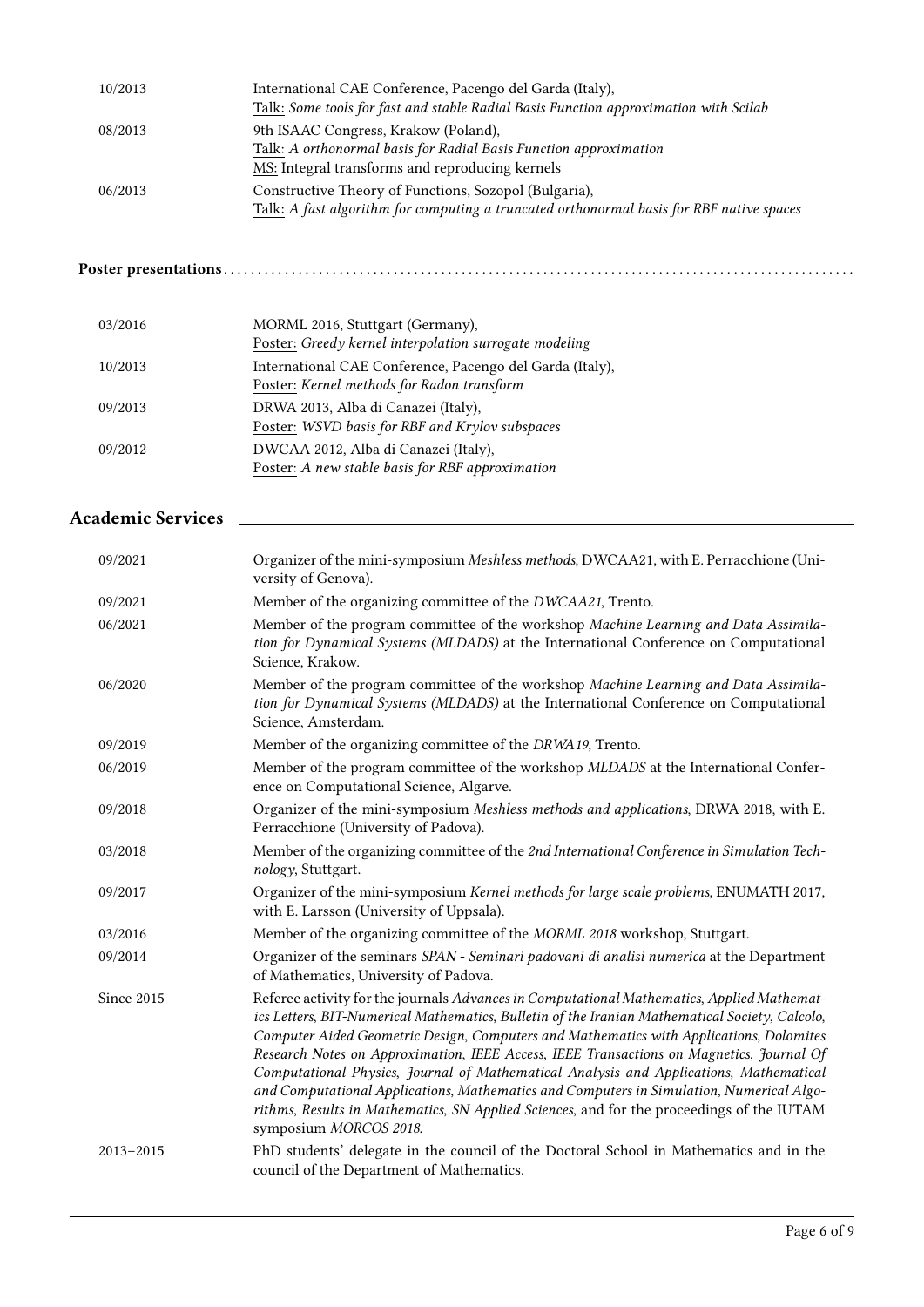| | |
|---|---|
| 10/2013 | International CAE Conference, Pacengo del Garda (Italy),<br>Talk: *Some tools for fast and stable Radial Basis Function approximation with Scilab* |
| 08/2013 | 9th ISAAC Congress, Krakow (Poland),<br>Talk: *A orthonormal basis for Radial Basis Function approximation*<br>MS: Integral transforms and reproducing kernels |
| 06/2013 | Constructive Theory of Functions, Sozopol (Bulgaria),<br>Talk: *A fast algorithm for computing a truncated orthonormal basis for RBF native spaces* |

**Poster presentations**

| | |
|---|---|
| 03/2016 | MORML 2016, Stuttgart (Germany),<br>Poster: *Greedy kernel interpolation surrogate modeling* |
| 10/2013 | International CAE Conference, Pacengo del Garda (Italy),<br>Poster: *Kernel methods for Radon transform* |
| 09/2013 | DRWA 2013, Alba di Canazei (Italy),<br>Poster: *WSVD basis for RBF and Krylov subspaces* |
| 09/2012 | DWCAA 2012, Alba di Canazei (Italy),<br>Poster: *A new stable basis for RBF approximation* |

## Academic Services

| | |
|---|---|
| 09/2021 | Organizer of the mini-symposium *Meshless methods*, DWCAA21, with E. Perracchione (University of Genova). |
| 09/2021 | Member of the organizing committee of the *DWCAA21*, Trento. |
| 06/2021 | Member of the program committee of the workshop *Machine Learning and Data Assimilation for Dynamical Systems (MLDADS)* at the International Conference on Computational Science, Krakow. |
| 06/2020 | Member of the program committee of the workshop *Machine Learning and Data Assimilation for Dynamical Systems (MLDADS)* at the International Conference on Computational Science, Amsterdam. |
| 09/2019 | Member of the organizing committee of the *DRWA19*, Trento. |
| 06/2019 | Member of the program committee of the workshop *MLDADS* at the International Conference on Computational Science, Algarve. |
| 09/2018 | Organizer of the mini-symposium *Meshless methods and applications*, DRWA 2018, with E. Perracchione (University of Padova). |
| 03/2018 | Member of the organizing committee of the *2nd International Conference in Simulation Technology*, Stuttgart. |
| 09/2017 | Organizer of the mini-symposium *Kernel methods for large scale problems*, ENUMATH 2017, with E. Larsson (University of Uppsala). |
| 03/2016 | Member of the organizing committee of the *MORML 2018* workshop, Stuttgart. |
| 09/2014 | Organizer of the seminars *SPAN - Seminari padovani di analisi numerica* at the Department of Mathematics, University of Padova. |
| Since 2015 | Referee activity for the journals *Advances in Computational Mathematics*, *Applied Mathematics Letters*, *BIT-Numerical Mathematics*, *Bulletin of the Iranian Mathematical Society*, *Calcolo*, *Computer Aided Geometric Design*, *Computers and Mathematics with Applications*, *Dolomites Research Notes on Approximation*, *IEEE Access*, *IEEE Transactions on Magnetics*, *Journal Of Computational Physics*, *Journal of Mathematical Analysis and Applications*, *Mathematical and Computational Applications*, *Mathematics and Computers in Simulation*, *Numerical Algorithms*, *Results in Mathematics*, *SN Applied Sciences*, and for the proceedings of the IUTAM symposium *MORCOS 2018*. |
| 2013–2015 | PhD students' delegate in the council of the Doctoral School in Mathematics and in the council of the Department of Mathematics. |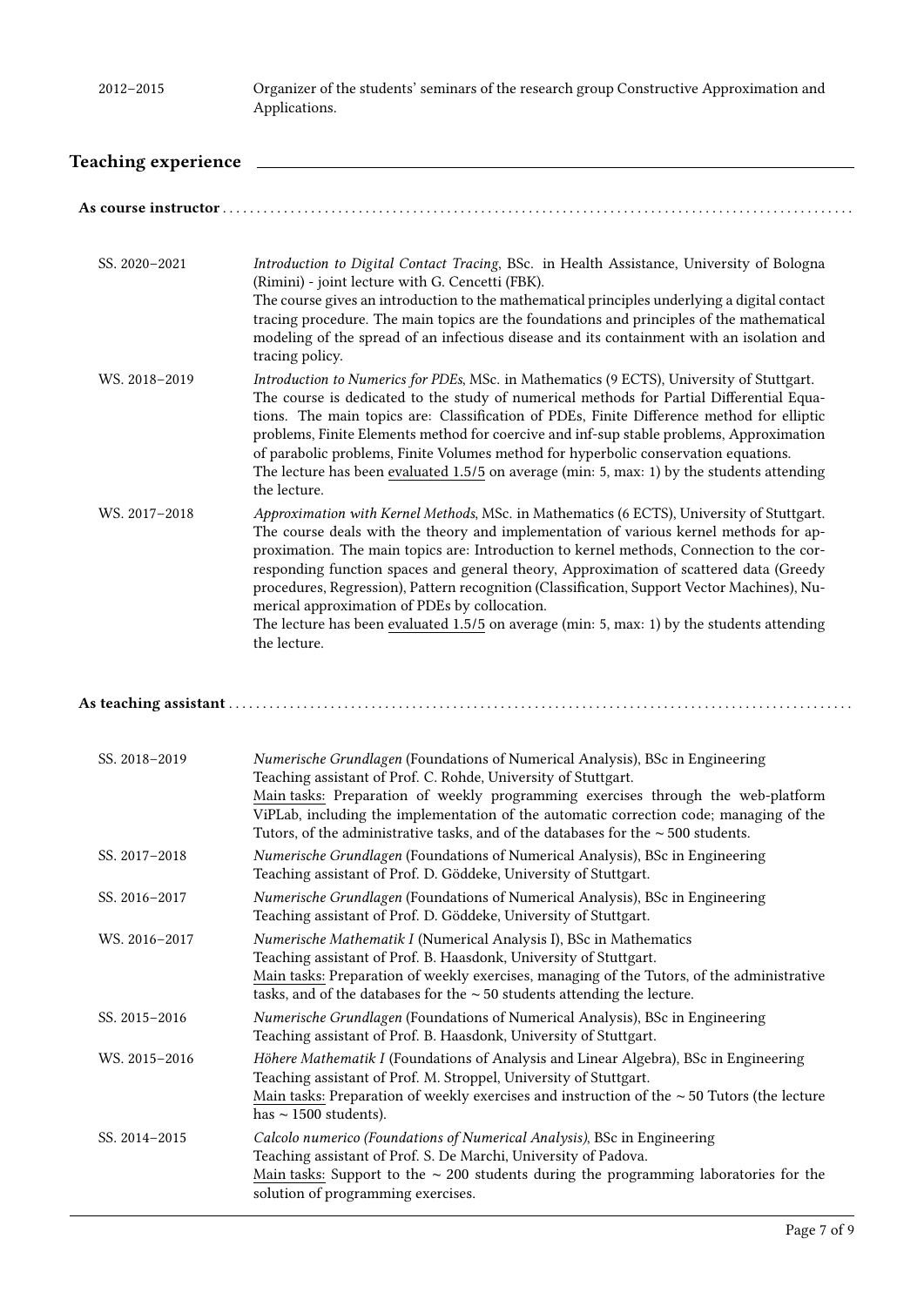| | |
|---|---|
| 2012–2015 | Organizer of the students' seminars of the research group Constructive Approximation and Applications. |

## Teaching experience

**As course instructor**

| | |
|---|---|
| SS. 2020–2021 | *Introduction to Digital Contact Tracing*, BSc. in Health Assistance, University of Bologna (Rimini) - joint lecture with G. Cencetti (FBK). The course gives an introduction to the mathematical principles underlying a digital contact tracing procedure. The main topics are the foundations and principles of the mathematical modeling of the spread of an infectious disease and its containment with an isolation and tracing policy. |
| WS. 2018–2019 | *Introduction to Numerics for PDEs*, MSc. in Mathematics (9 ECTS), University of Stuttgart. The course is dedicated to the study of numerical methods for Partial Differential Equations. The main topics are: Classification of PDEs, Finite Difference method for elliptic problems, Finite Elements method for coercive and inf-sup stable problems, Approximation of parabolic problems, Finite Volumes method for hyperbolic conservation equations. The lecture has been evaluated 1.5/5 on average (min: 5, max: 1) by the students attending the lecture. |
| WS. 2017–2018 | *Approximation with Kernel Methods*, MSc. in Mathematics (6 ECTS), University of Stuttgart. The course deals with the theory and implementation of various kernel methods for approximation. The main topics are: Introduction to kernel methods, Connection to the corresponding function spaces and general theory, Approximation of scattered data (Greedy procedures, Regression), Pattern recognition (Classification, Support Vector Machines), Numerical approximation of PDEs by collocation. The lecture has been evaluated 1.5/5 on average (min: 5, max: 1) by the students attending the lecture. |

**As teaching assistant**

| | |
|---|---|
| SS. 2018–2019 | *Numerische Grundlagen* (Foundations of Numerical Analysis), BSc in Engineering. Teaching assistant of Prof. C. Rohde, University of Stuttgart. Main tasks: Preparation of weekly programming exercises through the web-platform ViPLab, including the implementation of the automatic correction code; managing of the Tutors, of the administrative tasks, and of the databases for the ∼ 500 students. |
| SS. 2017–2018 | *Numerische Grundlagen* (Foundations of Numerical Analysis), BSc in Engineering. Teaching assistant of Prof. D. Göddeke, University of Stuttgart. |
| SS. 2016–2017 | *Numerische Grundlagen* (Foundations of Numerical Analysis), BSc in Engineering. Teaching assistant of Prof. D. Göddeke, University of Stuttgart. |
| WS. 2016–2017 | *Numerische Mathematik I* (Numerical Analysis I), BSc in Mathematics. Teaching assistant of Prof. B. Haasdonk, University of Stuttgart. Main tasks: Preparation of weekly exercises, managing of the Tutors, of the administrative tasks, and of the databases for the ∼ 50 students attending the lecture. |
| SS. 2015–2016 | *Numerische Grundlagen* (Foundations of Numerical Analysis), BSc in Engineering. Teaching assistant of Prof. B. Haasdonk, University of Stuttgart. |
| WS. 2015–2016 | *Höhere Mathematik I* (Foundations of Analysis and Linear Algebra), BSc in Engineering. Teaching assistant of Prof. M. Stroppel, University of Stuttgart. Main tasks: Preparation of weekly exercises and instruction of the ∼ 50 Tutors (the lecture has ∼ 1500 students). |
| SS. 2014–2015 | *Calcolo numerico (Foundations of Numerical Analysis)*, BSc in Engineering. Teaching assistant of Prof. S. De Marchi, University of Padova. Main tasks: Support to the ∼ 200 students during the programming laboratories for the solution of programming exercises. |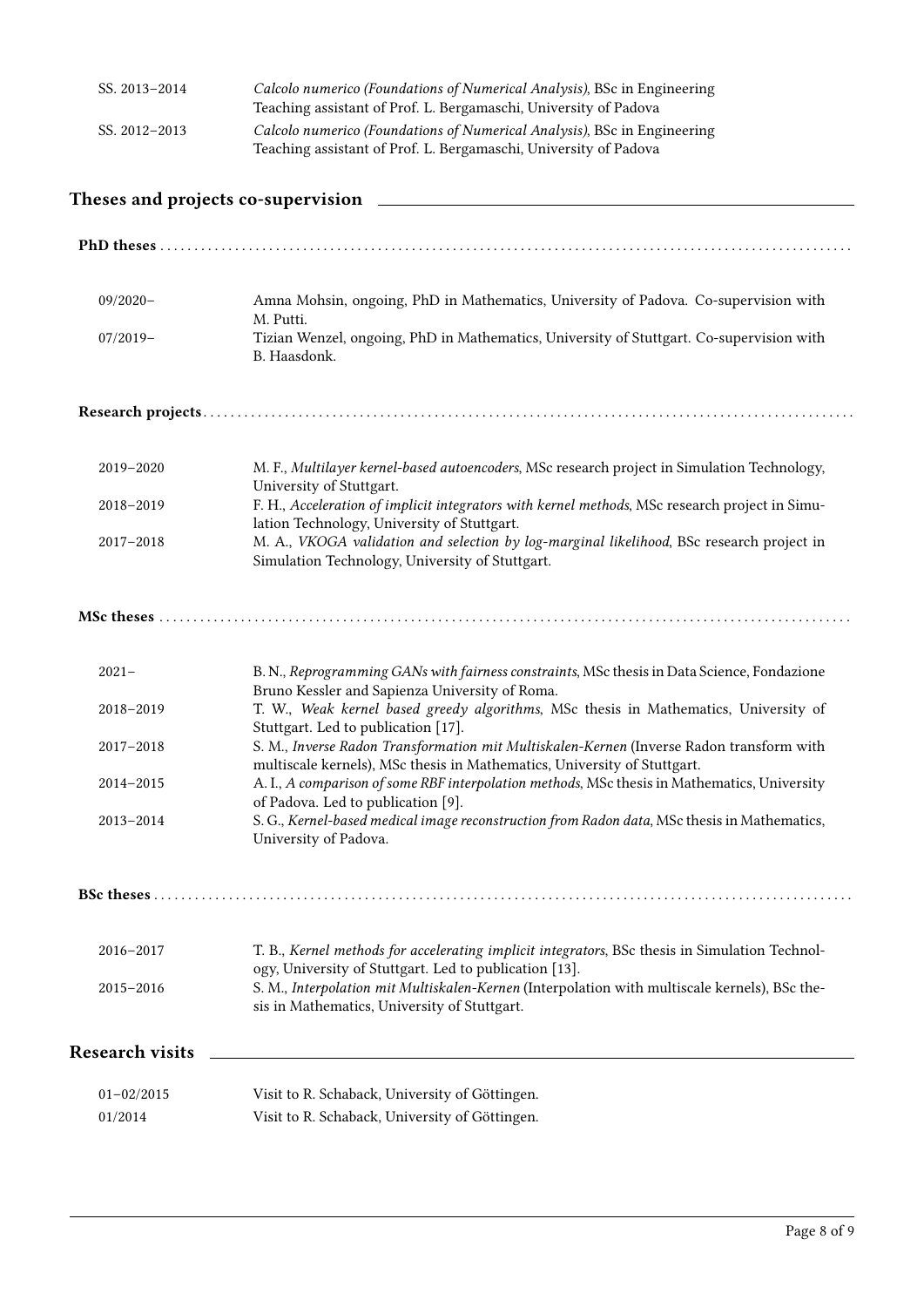| | |
|---|---|
| SS. 2013–2014 | *Calcolo numerico (Foundations of Numerical Analysis)*, BSc in Engineering<br>Teaching assistant of Prof. L. Bergamaschi, University of Padova |
| SS. 2012–2013 | *Calcolo numerico (Foundations of Numerical Analysis)*, BSc in Engineering<br>Teaching assistant of Prof. L. Bergamaschi, University of Padova |

## Theses and projects co-supervision

### PhD theses

| | |
|---|---|
| 09/2020– | Amna Mohsin, ongoing, PhD in Mathematics, University of Padova. Co-supervision with M. Putti. |
| 07/2019– | Tizian Wenzel, ongoing, PhD in Mathematics, University of Stuttgart. Co-supervision with B. Haasdonk. |

### Research projects

| | |
|---|---|
| 2019–2020 | M. F., *Multilayer kernel-based autoencoders*, MSc research project in Simulation Technology, University of Stuttgart. |
| 2018–2019 | F. H., *Acceleration of implicit integrators with kernel methods*, MSc research project in Simulation Technology, University of Stuttgart. |
| 2017–2018 | M. A., *VKOGA validation and selection by log-marginal likelihood*, BSc research project in Simulation Technology, University of Stuttgart. |

### MSc theses

| | |
|---|---|
| 2021– | B. N., *Reprogramming GANs with fairness constraints*, MSc thesis in Data Science, Fondazione Bruno Kessler and Sapienza University of Roma. |
| 2018–2019 | T. W., *Weak kernel based greedy algorithms*, MSc thesis in Mathematics, University of Stuttgart. Led to publication [17]. |
| 2017–2018 | S. M., *Inverse Radon Transformation mit Multiskalen-Kernen* (Inverse Radon transform with multiscale kernels), MSc thesis in Mathematics, University of Stuttgart. |
| 2014–2015 | A. I., *A comparison of some RBF interpolation methods*, MSc thesis in Mathematics, University of Padova. Led to publication [9]. |
| 2013–2014 | S. G., *Kernel-based medical image reconstruction from Radon data*, MSc thesis in Mathematics, University of Padova. |

### BSc theses

| | |
|---|---|
| 2016–2017 | T. B., *Kernel methods for accelerating implicit integrators*, BSc thesis in Simulation Technology, University of Stuttgart. Led to publication [13]. |
| 2015–2016 | S. M., *Interpolation mit Multiskalen-Kernen* (Interpolation with multiscale kernels), BSc thesis in Mathematics, University of Stuttgart. |

## Research visits

| | |
|---|---|
| 01–02/2015 | Visit to R. Schaback, University of Göttingen. |
| 01/2014 | Visit to R. Schaback, University of Göttingen. |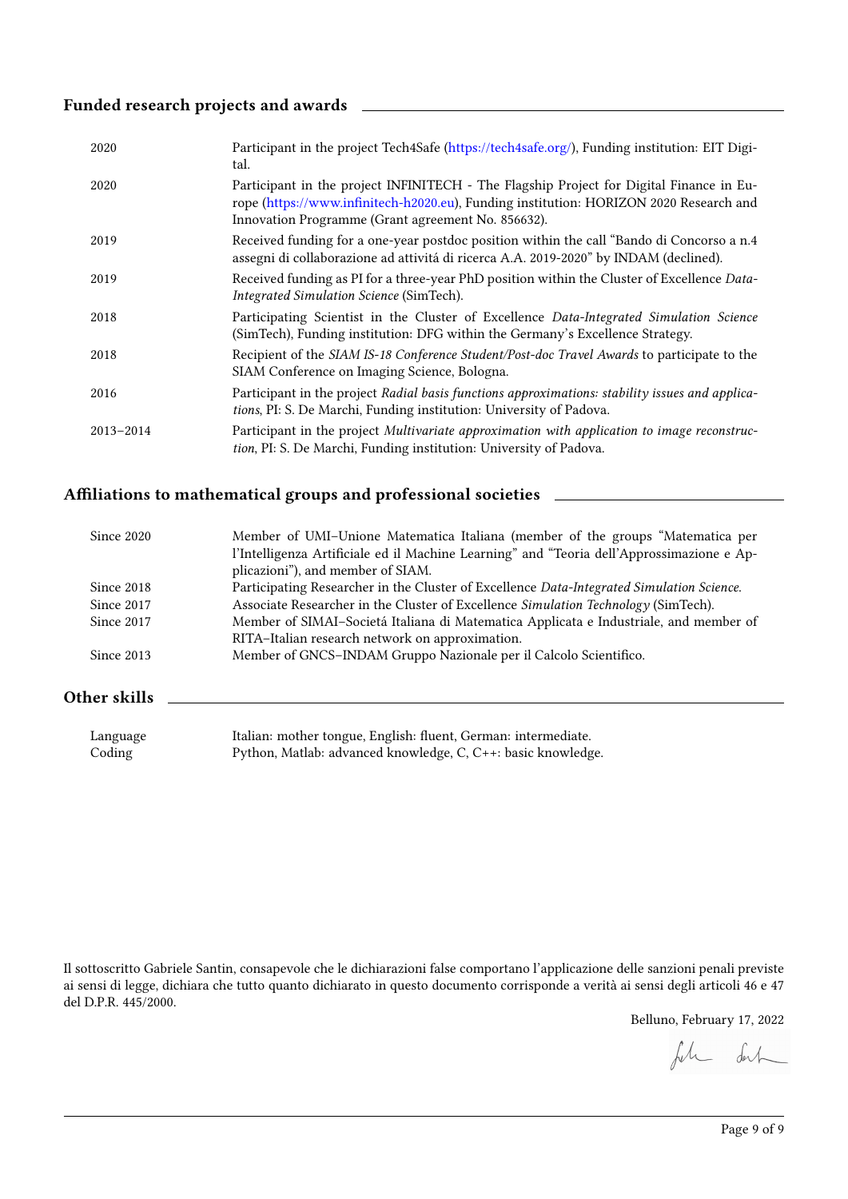## Funded research projects and awards

| | |
|---|---|
| 2020 | Participant in the project Tech4Safe (https://tech4safe.org/), Funding institution: EIT Digital. |
| 2020 | Participant in the project INFINITECH - The Flagship Project for Digital Finance in Europe (https://www.infinitech-h2020.eu), Funding institution: HORIZON 2020 Research and Innovation Programme (Grant agreement No. 856632). |
| 2019 | Received funding for a one-year postdoc position within the call "Bando di Concorso a n.4 assegni di collaborazione ad attivitá di ricerca A.A. 2019-2020" by INDAM (declined). |
| 2019 | Received funding as PI for a three-year PhD position within the Cluster of Excellence *Data-Integrated Simulation Science* (SimTech). |
| 2018 | Participating Scientist in the Cluster of Excellence *Data-Integrated Simulation Science* (SimTech), Funding institution: DFG within the Germany's Excellence Strategy. |
| 2018 | Recipient of the *SIAM IS-18 Conference Student/Post-doc Travel Awards* to participate to the SIAM Conference on Imaging Science, Bologna. |
| 2016 | Participant in the project *Radial basis functions approximations: stability issues and applications*, PI: S. De Marchi, Funding institution: University of Padova. |
| 2013–2014 | Participant in the project *Multivariate approximation with application to image reconstruction*, PI: S. De Marchi, Funding institution: University of Padova. |

## Affiliations to mathematical groups and professional societies

| | |
|---|---|
| Since 2020 | Member of UMI–Unione Matematica Italiana (member of the groups "Matematica per l'Intelligenza Artificiale ed il Machine Learning" and "Teoria dell'Approssimazione e Applicazioni"), and member of SIAM. |
| Since 2018 | Participating Researcher in the Cluster of Excellence *Data-Integrated Simulation Science*. |
| Since 2017 | Associate Researcher in the Cluster of Excellence *Simulation Technology* (SimTech). |
| Since 2017 | Member of SIMAI–Societá Italiana di Matematica Applicata e Industriale, and member of RITA–Italian research network on approximation. |
| Since 2013 | Member of GNCS–INDAM Gruppo Nazionale per il Calcolo Scientifico. |

## Other skills

| | |
|---|---|
| Language | Italian: mother tongue, English: fluent, German: intermediate. |
| Coding | Python, Matlab: advanced knowledge, C, C++: basic knowledge. |

Il sottoscritto Gabriele Santin, consapevole che le dichiarazioni false comportano l'applicazione delle sanzioni penali previste ai sensi di legge, dichiara che tutto quanto dichiarato in questo documento corrisponde a verità ai sensi degli articoli 46 e 47 del D.P.R. 445/2000.

Belluno, February 17, 2022